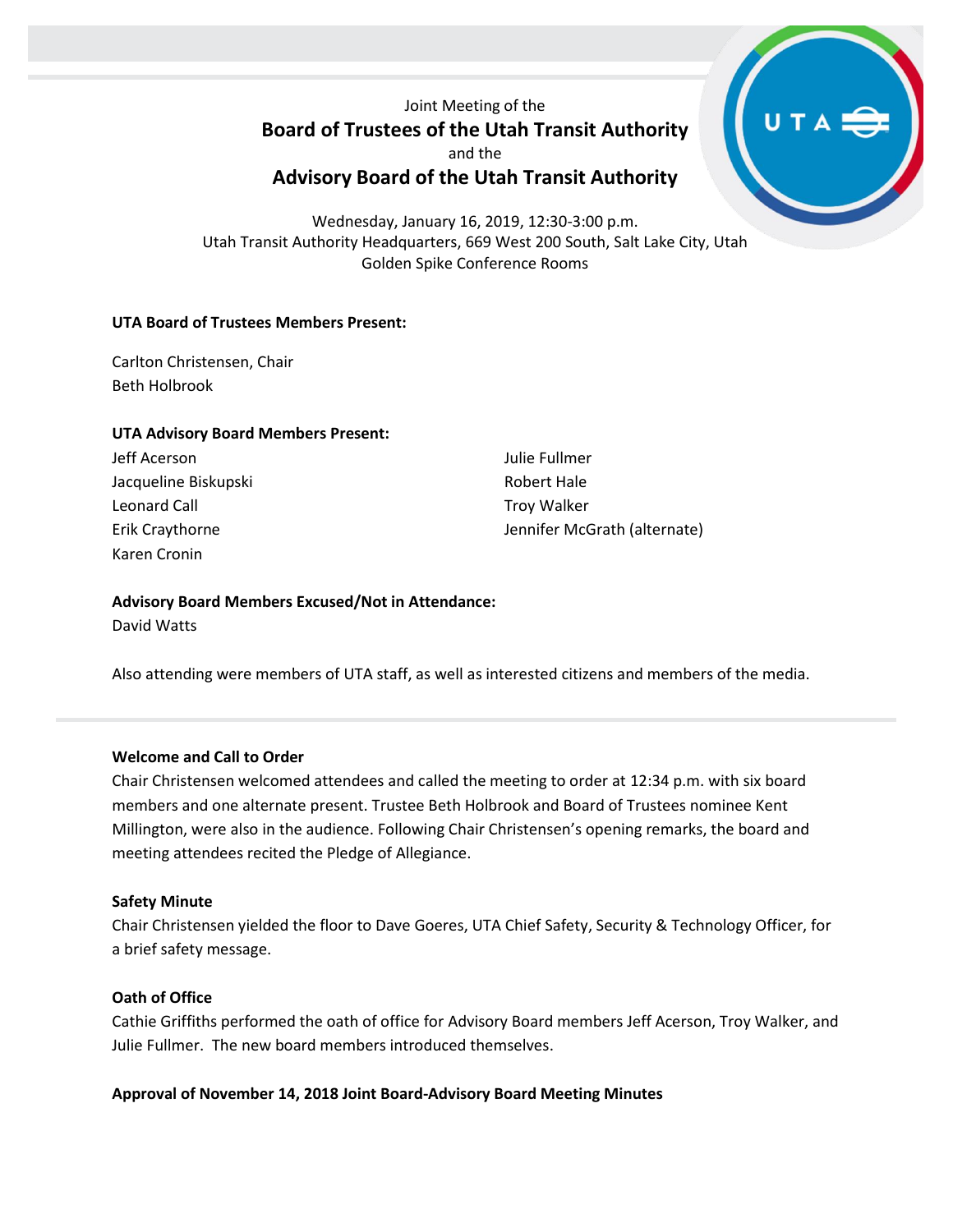Joint Meeting of the

## Board of Trustees of the Utah Transit Authority

and the

## Advisory Board of the Utah Transit Authority

Wednesday, January 16, 2019, 12:30-3:00 p.m.
Utah Transit Authority Headquarters, 669 West 200 South, Salt Lake City, Utah
Golden Spike Conference Rooms

**UTA Board of Trustees Members Present:**

Carlton Christensen, Chair
Beth Holbrook

**UTA Advisory Board Members Present:**

Jeff Acerson
Jacqueline Biskupski
Leonard Call
Erik Craythorne
Karen Cronin
Julie Fullmer
Robert Hale
Troy Walker
Jennifer McGrath (alternate)

**Advisory Board Members Excused/Not in Attendance:**
David Watts

Also attending were members of UTA staff, as well as interested citizens and members of the media.

**Welcome and Call to Order**
Chair Christensen welcomed attendees and called the meeting to order at 12:34 p.m. with six board members and one alternate present. Trustee Beth Holbrook and Board of Trustees nominee Kent Millington, were also in the audience. Following Chair Christensen's opening remarks, the board and meeting attendees recited the Pledge of Allegiance.

**Safety Minute**
Chair Christensen yielded the floor to Dave Goeres, UTA Chief Safety, Security & Technology Officer, for a brief safety message.

**Oath of Office**
Cathie Griffiths performed the oath of office for Advisory Board members Jeff Acerson, Troy Walker, and Julie Fullmer. The new board members introduced themselves.

**Approval of November 14, 2018 Joint Board-Advisory Board Meeting Minutes**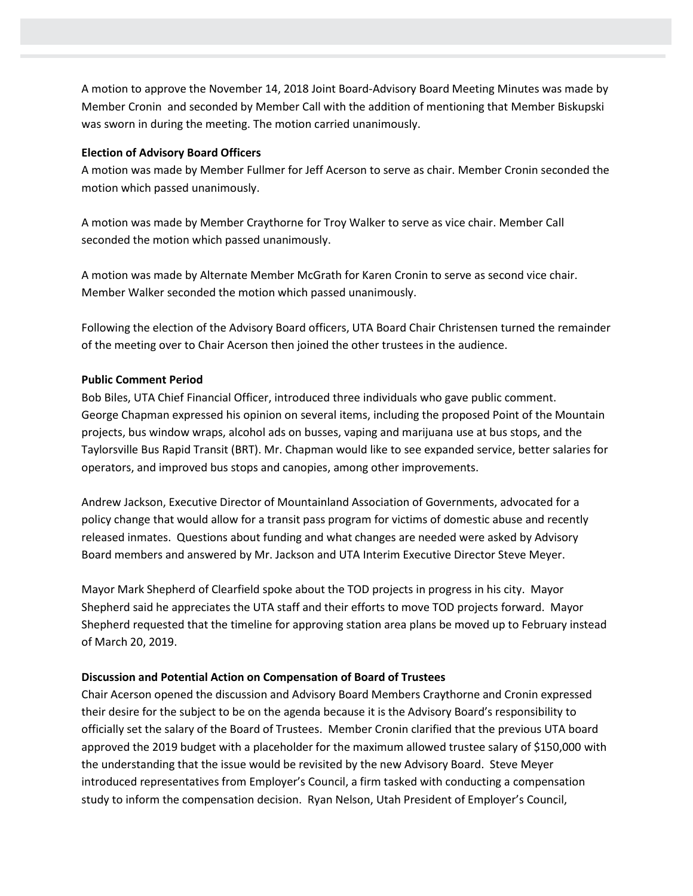A motion to approve the November 14, 2018 Joint Board-Advisory Board Meeting Minutes was made by Member Cronin and seconded by Member Call with the addition of mentioning that Member Biskupski was sworn in during the meeting. The motion carried unanimously.

**Election of Advisory Board Officers**

A motion was made by Member Fullmer for Jeff Acerson to serve as chair. Member Cronin seconded the motion which passed unanimously.

A motion was made by Member Craythorne for Troy Walker to serve as vice chair. Member Call seconded the motion which passed unanimously.

A motion was made by Alternate Member McGrath for Karen Cronin to serve as second vice chair. Member Walker seconded the motion which passed unanimously.

Following the election of the Advisory Board officers, UTA Board Chair Christensen turned the remainder of the meeting over to Chair Acerson then joined the other trustees in the audience.

**Public Comment Period**

Bob Biles, UTA Chief Financial Officer, introduced three individuals who gave public comment. George Chapman expressed his opinion on several items, including the proposed Point of the Mountain projects, bus window wraps, alcohol ads on busses, vaping and marijuana use at bus stops, and the Taylorsville Bus Rapid Transit (BRT). Mr. Chapman would like to see expanded service, better salaries for operators, and improved bus stops and canopies, among other improvements.

Andrew Jackson, Executive Director of Mountainland Association of Governments, advocated for a policy change that would allow for a transit pass program for victims of domestic abuse and recently released inmates. Questions about funding and what changes are needed were asked by Advisory Board members and answered by Mr. Jackson and UTA Interim Executive Director Steve Meyer.

Mayor Mark Shepherd of Clearfield spoke about the TOD projects in progress in his city. Mayor Shepherd said he appreciates the UTA staff and their efforts to move TOD projects forward. Mayor Shepherd requested that the timeline for approving station area plans be moved up to February instead of March 20, 2019.

**Discussion and Potential Action on Compensation of Board of Trustees**

Chair Acerson opened the discussion and Advisory Board Members Craythorne and Cronin expressed their desire for the subject to be on the agenda because it is the Advisory Board's responsibility to officially set the salary of the Board of Trustees. Member Cronin clarified that the previous UTA board approved the 2019 budget with a placeholder for the maximum allowed trustee salary of $150,000 with the understanding that the issue would be revisited by the new Advisory Board. Steve Meyer introduced representatives from Employer's Council, a firm tasked with conducting a compensation study to inform the compensation decision. Ryan Nelson, Utah President of Employer's Council,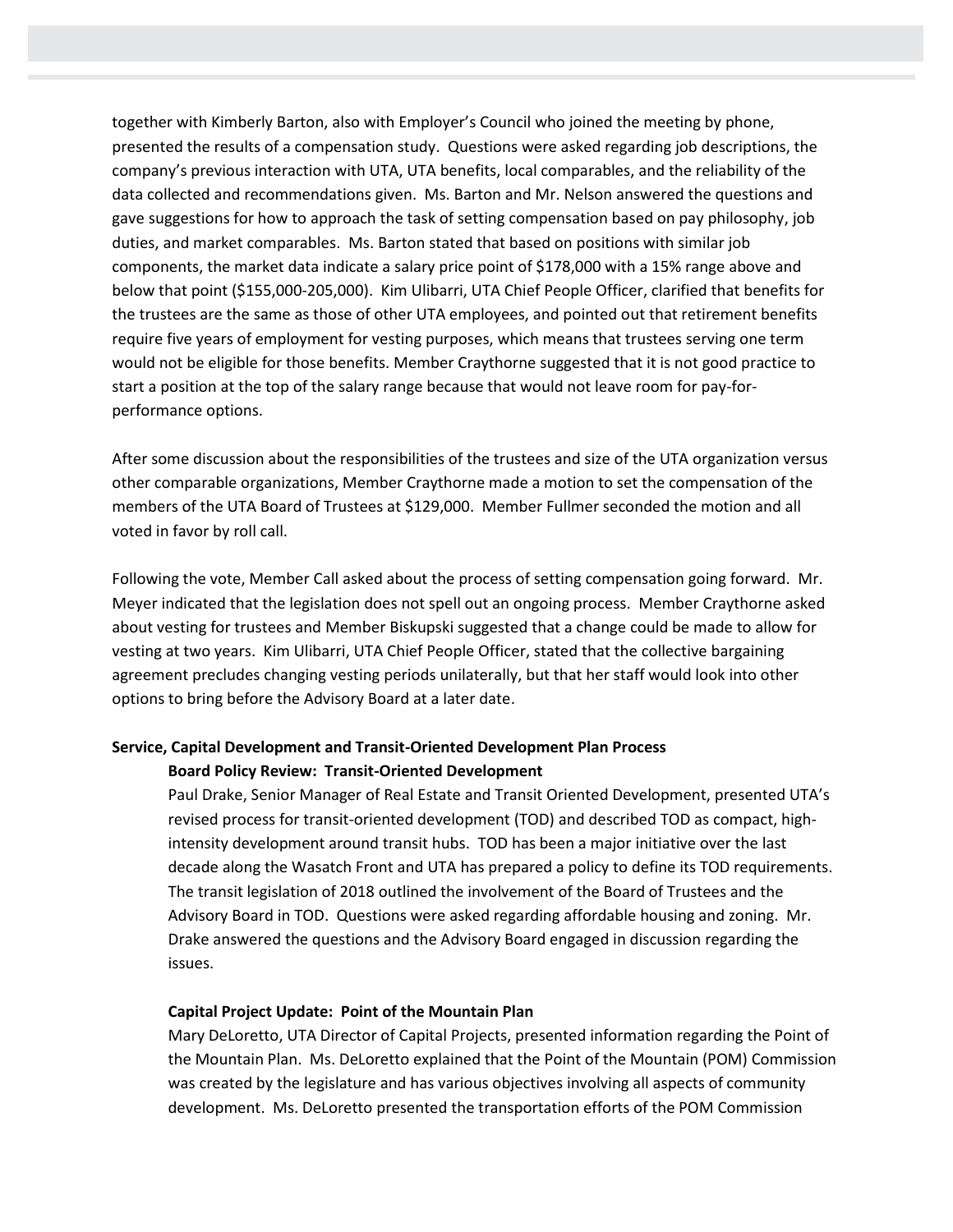together with Kimberly Barton, also with Employer's Council who joined the meeting by phone, presented the results of a compensation study. Questions were asked regarding job descriptions, the company's previous interaction with UTA, UTA benefits, local comparables, and the reliability of the data collected and recommendations given. Ms. Barton and Mr. Nelson answered the questions and gave suggestions for how to approach the task of setting compensation based on pay philosophy, job duties, and market comparables. Ms. Barton stated that based on positions with similar job components, the market data indicate a salary price point of $178,000 with a 15% range above and below that point ($155,000-205,000). Kim Ulibarri, UTA Chief People Officer, clarified that benefits for the trustees are the same as those of other UTA employees, and pointed out that retirement benefits require five years of employment for vesting purposes, which means that trustees serving one term would not be eligible for those benefits. Member Craythorne suggested that it is not good practice to start a position at the top of the salary range because that would not leave room for pay-for-performance options.

After some discussion about the responsibilities of the trustees and size of the UTA organization versus other comparable organizations, Member Craythorne made a motion to set the compensation of the members of the UTA Board of Trustees at $129,000. Member Fullmer seconded the motion and all voted in favor by roll call.

Following the vote, Member Call asked about the process of setting compensation going forward. Mr. Meyer indicated that the legislation does not spell out an ongoing process. Member Craythorne asked about vesting for trustees and Member Biskupski suggested that a change could be made to allow for vesting at two years. Kim Ulibarri, UTA Chief People Officer, stated that the collective bargaining agreement precludes changing vesting periods unilaterally, but that her staff would look into other options to bring before the Advisory Board at a later date.

**Service, Capital Development and Transit-Oriented Development Plan Process**

**Board Policy Review: Transit-Oriented Development**

Paul Drake, Senior Manager of Real Estate and Transit Oriented Development, presented UTA's revised process for transit-oriented development (TOD) and described TOD as compact, high-intensity development around transit hubs. TOD has been a major initiative over the last decade along the Wasatch Front and UTA has prepared a policy to define its TOD requirements. The transit legislation of 2018 outlined the involvement of the Board of Trustees and the Advisory Board in TOD. Questions were asked regarding affordable housing and zoning. Mr. Drake answered the questions and the Advisory Board engaged in discussion regarding the issues.

**Capital Project Update: Point of the Mountain Plan**

Mary DeLoretto, UTA Director of Capital Projects, presented information regarding the Point of the Mountain Plan. Ms. DeLoretto explained that the Point of the Mountain (POM) Commission was created by the legislature and has various objectives involving all aspects of community development. Ms. DeLoretto presented the transportation efforts of the POM Commission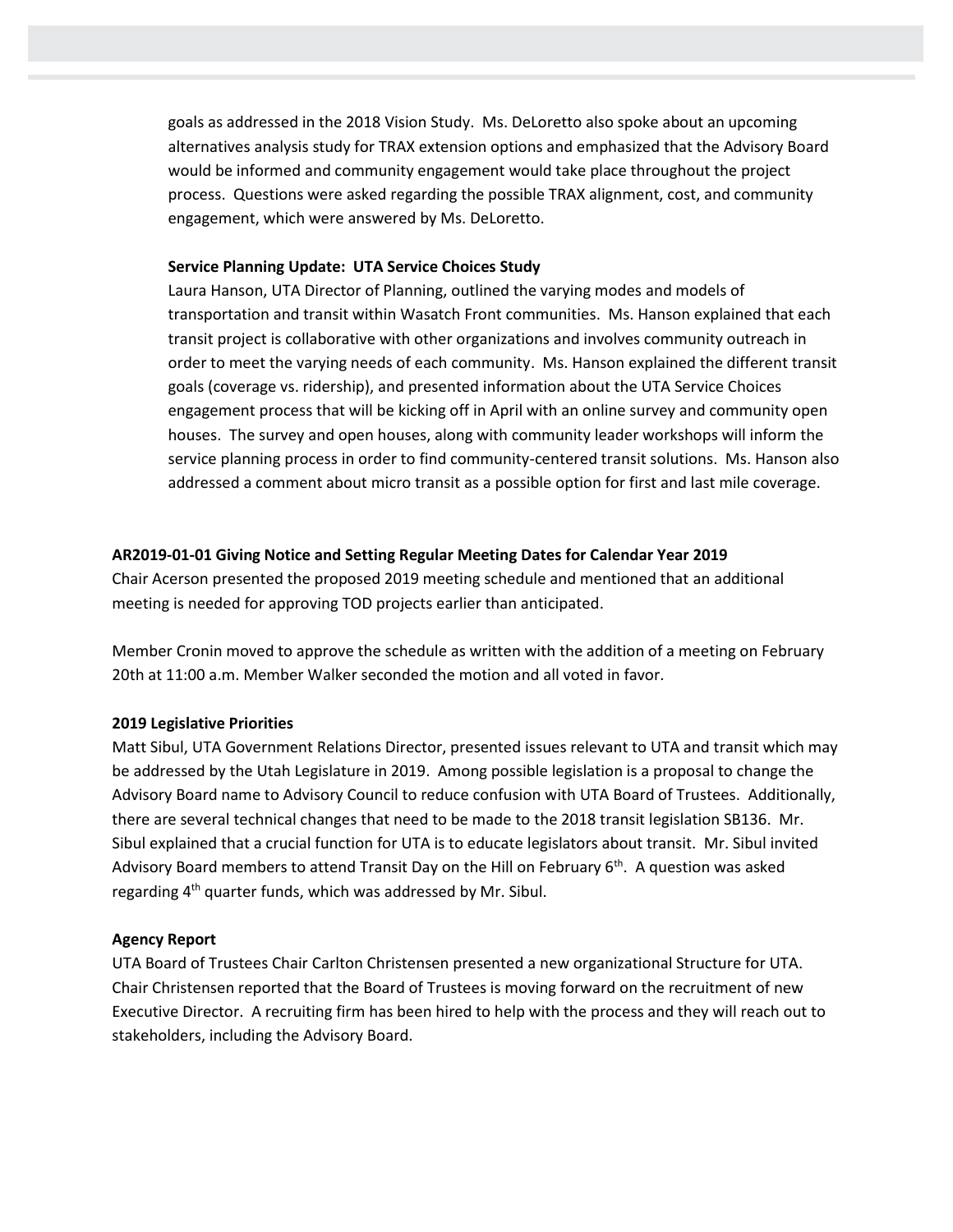goals as addressed in the 2018 Vision Study. Ms. DeLoretto also spoke about an upcoming alternatives analysis study for TRAX extension options and emphasized that the Advisory Board would be informed and community engagement would take place throughout the project process. Questions were asked regarding the possible TRAX alignment, cost, and community engagement, which were answered by Ms. DeLoretto.

**Service Planning Update: UTA Service Choices Study**

Laura Hanson, UTA Director of Planning, outlined the varying modes and models of transportation and transit within Wasatch Front communities. Ms. Hanson explained that each transit project is collaborative with other organizations and involves community outreach in order to meet the varying needs of each community. Ms. Hanson explained the different transit goals (coverage vs. ridership), and presented information about the UTA Service Choices engagement process that will be kicking off in April with an online survey and community open houses. The survey and open houses, along with community leader workshops will inform the service planning process in order to find community-centered transit solutions. Ms. Hanson also addressed a comment about micro transit as a possible option for first and last mile coverage.

**AR2019-01-01 Giving Notice and Setting Regular Meeting Dates for Calendar Year 2019**

Chair Acerson presented the proposed 2019 meeting schedule and mentioned that an additional meeting is needed for approving TOD projects earlier than anticipated.

Member Cronin moved to approve the schedule as written with the addition of a meeting on February 20th at 11:00 a.m. Member Walker seconded the motion and all voted in favor.

**2019 Legislative Priorities**

Matt Sibul, UTA Government Relations Director, presented issues relevant to UTA and transit which may be addressed by the Utah Legislature in 2019. Among possible legislation is a proposal to change the Advisory Board name to Advisory Council to reduce confusion with UTA Board of Trustees. Additionally, there are several technical changes that need to be made to the 2018 transit legislation SB136. Mr. Sibul explained that a crucial function for UTA is to educate legislators about transit. Mr. Sibul invited Advisory Board members to attend Transit Day on the Hill on February 6th. A question was asked regarding 4th quarter funds, which was addressed by Mr. Sibul.

**Agency Report**

UTA Board of Trustees Chair Carlton Christensen presented a new organizational Structure for UTA. Chair Christensen reported that the Board of Trustees is moving forward on the recruitment of new Executive Director. A recruiting firm has been hired to help with the process and they will reach out to stakeholders, including the Advisory Board.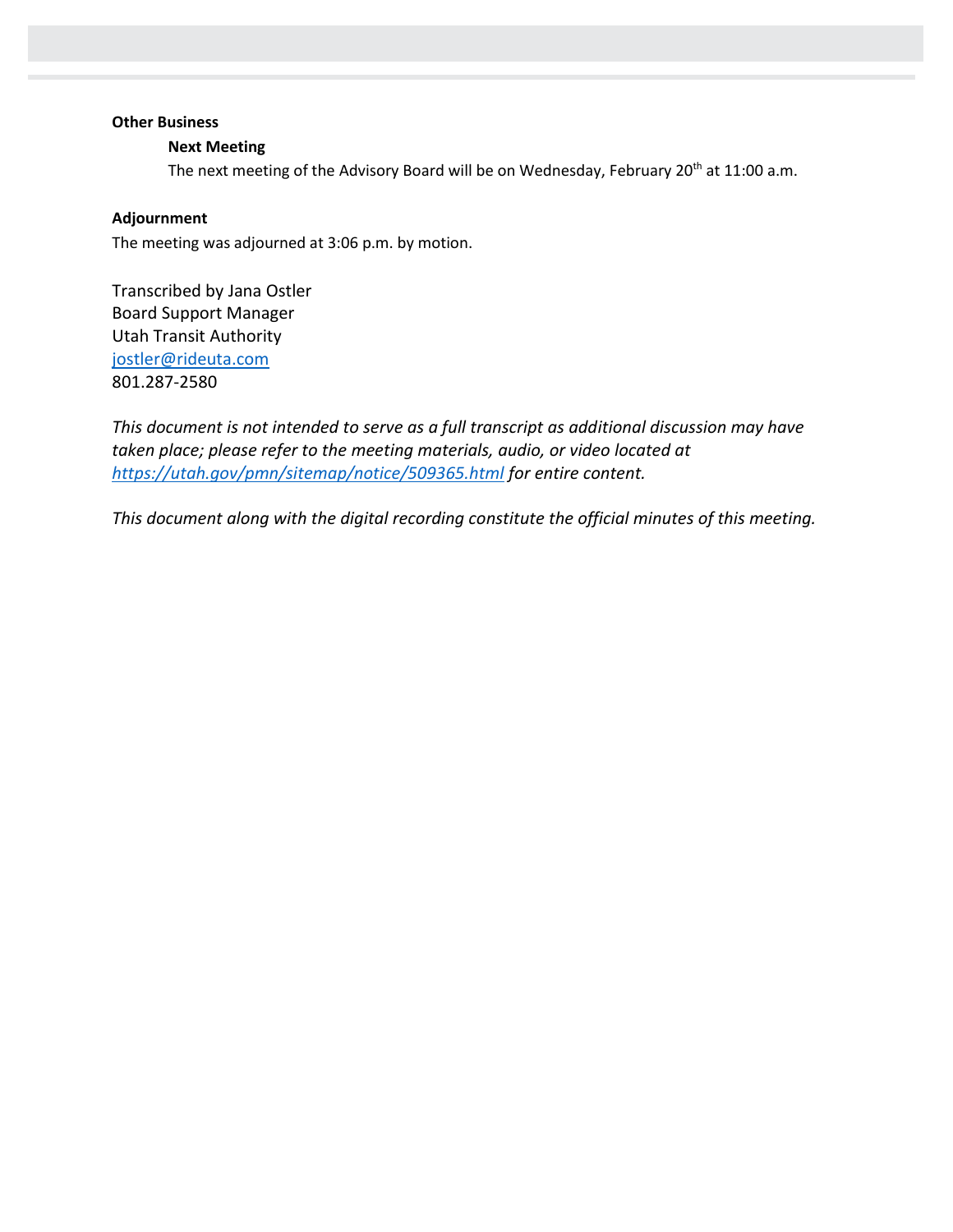**Other Business**

**Next Meeting**

The next meeting of the Advisory Board will be on Wednesday, February 20th at 11:00 a.m.

**Adjournment**

The meeting was adjourned at 3:06 p.m. by motion.

Transcribed by Jana Ostler
Board Support Manager
Utah Transit Authority
jostler@rideuta.com
801.287-2580

*This document is not intended to serve as a full transcript as additional discussion may have taken place; please refer to the meeting materials, audio, or video located at https://utah.gov/pmn/sitemap/notice/509365.html for entire content.*

*This document along with the digital recording constitute the official minutes of this meeting.*